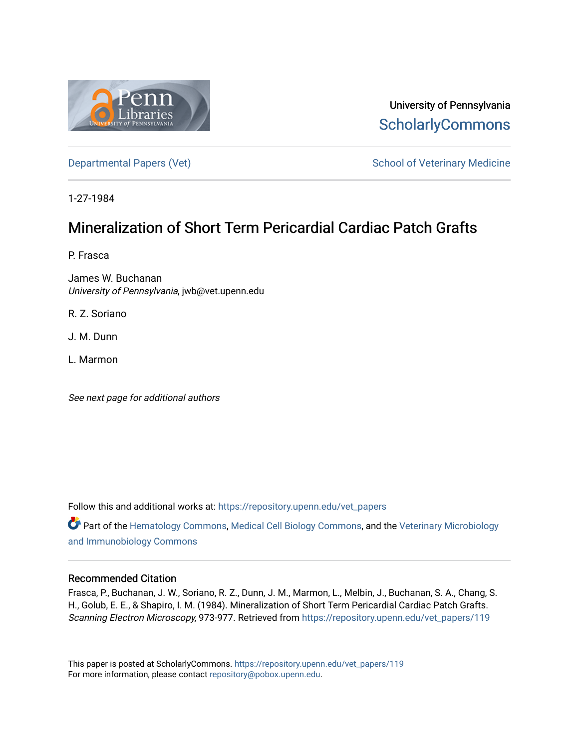University of Pennsylvania
ScholarlyCommons

Departmental Papers (Vet) School of Veterinary Medicine

1-27-1984

# Mineralization of Short Term Pericardial Cardiac Patch Grafts

P. Frasca

James W. Buchanan
*University of Pennsylvania*, jwb@vet.upenn.edu

R. Z. Soriano

J. M. Dunn

L. Marmon

*See next page for additional authors*

Follow this and additional works at: https://repository.upenn.edu/vet_papers

Part of the Hematology Commons, Medical Cell Biology Commons, and the Veterinary Microbiology and Immunobiology Commons

## Recommended Citation

Frasca, P., Buchanan, J. W., Soriano, R. Z., Dunn, J. M., Marmon, L., Melbin, J., Buchanan, S. A., Chang, S. H., Golub, E. E., & Shapiro, I. M. (1984). Mineralization of Short Term Pericardial Cardiac Patch Grafts. *Scanning Electron Microscopy,* 973-977. Retrieved from https://repository.upenn.edu/vet_papers/119

This paper is posted at ScholarlyCommons. https://repository.upenn.edu/vet_papers/119
For more information, please contact repository@pobox.upenn.edu.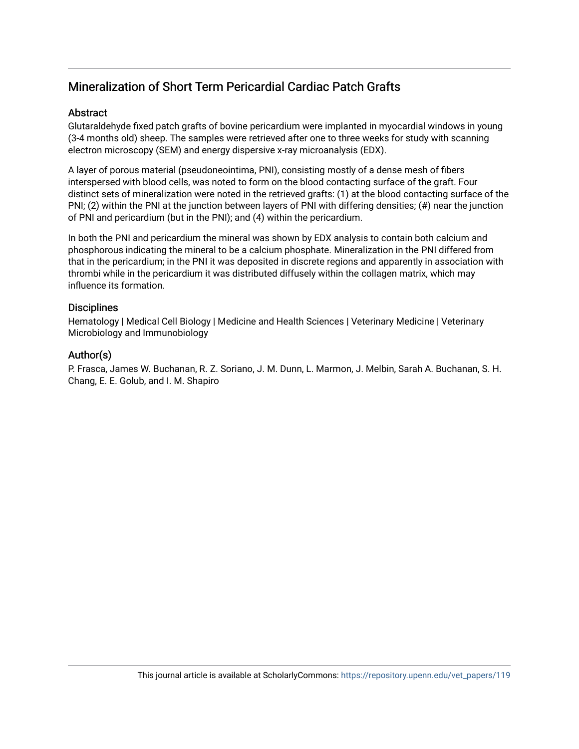## Mineralization of Short Term Pericardial Cardiac Patch Grafts

### Abstract

Glutaraldehyde fixed patch grafts of bovine pericardium were implanted in myocardial windows in young (3-4 months old) sheep. The samples were retrieved after one to three weeks for study with scanning electron microscopy (SEM) and energy dispersive x-ray microanalysis (EDX).

A layer of porous material (pseudoneointima, PNI), consisting mostly of a dense mesh of fibers interspersed with blood cells, was noted to form on the blood contacting surface of the graft. Four distinct sets of mineralization were noted in the retrieved grafts: (1) at the blood contacting surface of the PNI; (2) within the PNI at the junction between layers of PNI with differing densities; (#) near the junction of PNI and pericardium (but in the PNI); and (4) within the pericardium.

In both the PNI and pericardium the mineral was shown by EDX analysis to contain both calcium and phosphorous indicating the mineral to be a calcium phosphate. Mineralization in the PNI differed from that in the pericardium; in the PNI it was deposited in discrete regions and apparently in association with thrombi while in the pericardium it was distributed diffusely within the collagen matrix, which may influence its formation.

### Disciplines

Hematology | Medical Cell Biology | Medicine and Health Sciences | Veterinary Medicine | Veterinary Microbiology and Immunobiology

### Author(s)

P. Frasca, James W. Buchanan, R. Z. Soriano, J. M. Dunn, L. Marmon, J. Melbin, Sarah A. Buchanan, S. H. Chang, E. E. Golub, and I. M. Shapiro

This journal article is available at ScholarlyCommons: https://repository.upenn.edu/vet_papers/119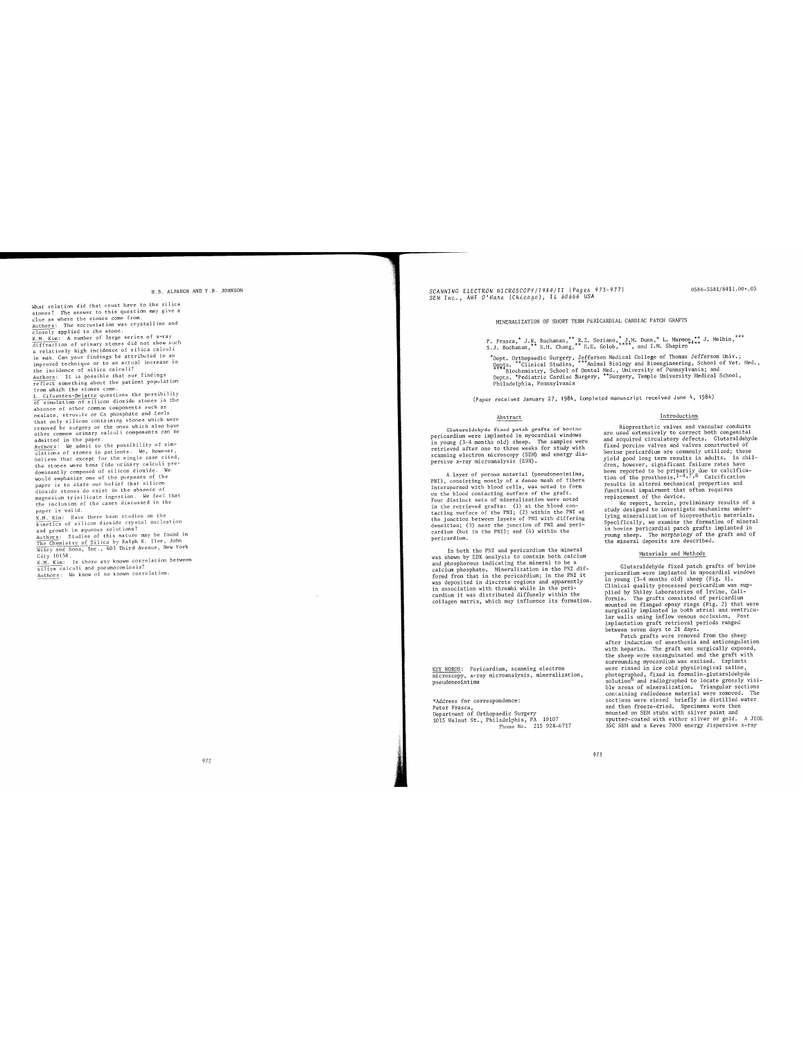What relation did that crust have to the silica stones? The answer to this question may give a clue as where the stones come from.

Authors: The encrustation was crystalline and closely applied to the stone.

K.M. Kim: A number of large series of x-ray diffraction of urinary stones did not show such a relatively high incidence of silica calculi in man. Can your findings be attributed to an improved technique or to an actual increase in the incidence of silica calculi?

Authors: It is possible that our findings reflect something about the patient population from which the stones come.

L. Cifuentes-Delatte questions the possibility of simulation of silicon dioxide stones in the absence of other common components such as oxalate, struvite or Ca phosphate and feels that only silicon containing stones which were removed by surgery or the ones which also have other common urinary calculi components can be admitted in the paper.

Authors: We admit to the possibility of simulations of stones in patients. We, however, believe that except for the single case cited, the stones were bona fide urinary calculi predominantly composed of silicon dioxide. We would emphasize one of the purposes of the paper is to state our belief that silicon dioxide stones do exist in the absence of magnesium trisilicate ingestion. We feel that the inclusion of the cases discussed in the paper is valid.

K.M. Kim: Have there been studies on the kinetics of silicon dioxide crystal nucleation and growth in aqueous solutions?

Authors: Studies of this nature may be found in The Chemistry of Silica by Ralph K. Iler, John Wiley and Sons, Inc., 605 Third Avenue, New York City 10158.

K.M. Kim: Is there any known correlation between silica calculi and pneumoconiosis?

Authors: We know of no known correlation.

SCANNING ELECTRON MICROSCOPY/1984/II (Pages 973-977)
SEM Inc., AMF O'Hare (Chicago), IL 60666 USA

0586-5581/84$1.00+.05

# MINERALIZATION OF SHORT TERM PERICARDIAL CARDIAC PATCH GRAFTS

P. Frasca,* J.W. Buchanan,** R.Z. Soriano,* J.M. Dunn,[+] L. Marmon,[++] J. Melbin,*** S.J. Buchanan,** S.H. Chang,** E.E. Golub,**** and I.M. Shapiro****

*Dept. Orthopaedic Surgery, Jefferson Medical College of Thomas Jefferson Univ.; Depts. **Clinical Studies, ***Animal Biology and Bioengineering, School of Vet. Med., ****Biochemistry, School of Dental Med., University of Pennsylvania; and Depts. [+]Pediatric Cardiac Surgery, [++]Surgery, Temple University Medical School, Philadelphia, Pennsylvania

(Paper received January 27, 1984, Completed manuscript received June 4, 1984)

## Abstract

Glutaraldehyde fixed patch grafts of bovine pericardium were implanted in myocardial windows in young (3-4 months old) sheep. The samples were retrieved after one to three weeks for study with scanning electron microscopy (SEM) and energy dispersive x-ray microanalysis (EDX).

A layer of porous material (pseudoneointima, PNI), consisting mostly of a dense mesh of fibers interspersed with blood cells, was noted to form on the blood contacting surface of the graft. Four distinct sets of mineralization were noted in the retrieved grafts: (1) at the blood contacting surface of the PNI; (2) within the PNI at the junction between layers of PNI with differing densities; (3) near the junction of PNI and pericardium (but in the PNI); and (4) within the pericardium.

In both the PNI and pericardium the mineral was shown by EDX analysis to contain both calcium and phosphorous indicating the mineral to be a calcium phosphate. Mineralization in the PNI differed from that in the pericardium; in the PNI it was deposited in discrete regions and apparently in association with thrombi while in the pericardium it was distributed diffusely within the collagen matrix, which may influence its formation.

KEY WORDS: Pericardium, scanning electron microscopy, x-ray microanalysis, mineralization, pseudoneointima

*Address for correspondence:
Peter Frasca,
Department of Orthopaedic Surgery
1015 Walnut St., Philadelphia, PA 19107
Phone No. 215 928-6717

## Introduction

Bioprosthetic valves and vascular conduits are used extensively to correct both congenital and acquired circulatory defects. Glutaraldehyde fixed porcine valves and valves constructed of bovine pericardium are commonly utilized; these yield good long term results in adults. In children, however, significant failure rates have been reported to be primarily due to calcification of the prosthesis.[1-4,7,8] Calcification results in altered mechanical properties and functional impairment that often requires replacement of the device.

We report, herein, preliminary results of a study designed to investigate mechanisms underlying mineralization of bioprosthetic materials. Specifically, we examine the formation of mineral in bovine pericardial patch grafts implanted in young sheep. The morphology of the graft and of the mineral deposits are described.

## Materials and Methods

Glutaraldehyde fixed patch grafts of bovine pericardium were implanted in myocardial windows in young (3-4 months old) sheep (Fig. 1). Clinical quality processed pericardium was supplied by Shiley Laboratories of Irvine, California. The grafts consisted of pericardium mounted on flanged epoxy rings (Fig. 2) that were surgically implanted in both atrial and ventricular walls using inflow venous occlusion. Post implantation graft retrieval periods ranged between seven days to 21 days.

Patch grafts were removed from the sheep after induction of anesthesia and anticoagulation with heparin. The graft was surgically exposed, the sheep were exsanguinated and the graft with surrounding myocardium was excised. Explants were rinsed in ice cold physiological saline, photographed, fixed in formalin-glutaraldehyde solution[6] and radiographed to locate grossly visible areas of mineralization. Triangular sections containing radiodense material were removed. The sections were rinsed briefly in distilled water and then freeze-dried. Specimens were then mounted on SEM stubs with silver paint and sputter-coated with either silver or gold. A JEOL 35C SEM and a Kevex 7000 energy dispersive x-ray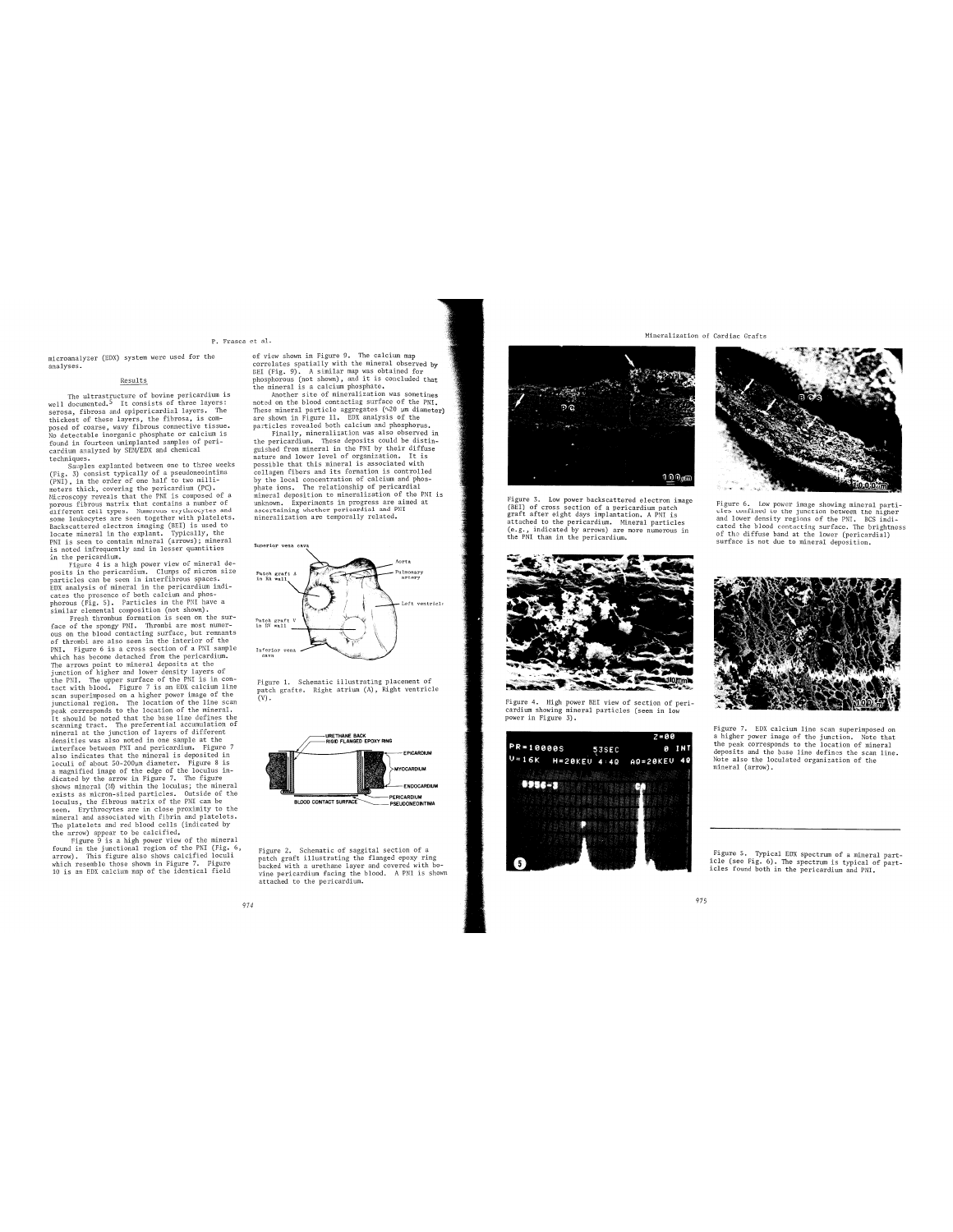microanalyzer (EDX) system were used for the analyses.

## Results

The ultrastructure of bovine pericardium is well documented.[5] It consists of three layers: serosa, fibrosa and epipericardial layers. The thickest of these layers, the fibrosa, is composed of coarse, wavy fibrous connective tissue. No detectable inorganic phosphate or calcium is found in fourteen unimplanted samples of pericardium analyzed by SEM/EDX and chemical techniques.

Samples explanted between one to three weeks (Fig. 3) consist typically of a pseudoneointima (PNI), in the order of one half to two millimeters thick, covering the pericardium (PC). Microscopy reveals that the PNI is composed of a porous fibrous matrix that contains a number of different cell types. Numerous erythrocytes and some leukocytes are seen together with platelets. Backscattered electron imaging (BEI) is used to locate mineral in the explant. Typically, the PNI is seen to contain mineral (arrows); mineral is noted infrequently and in lesser quantities in the pericardium.

Figure 4 is a high power view of mineral deposits in the pericardium. Clumps of micron size particles can be seen in interfibrous spaces. EDX analysis of mineral in the pericardium indicates the presence of both calcium and phosphorous (Fig. 5). Particles in the PNI have a similar elemental composition (not shown).

Fresh thrombus formation is seen on the surface of the spongy PNI. Thrombi are most numerous on the blood contacting surface, but remnants of thrombi are also seen in the interior of the PNI. Figure 6 is a cross section of a PNI sample which has become detached from the pericardium. The arrows point to mineral deposits at the junction of higher and lower density layers of the PNI. The upper surface of the PNI is in contact with blood. Figure 7 is an EDX calcium line scan superimposed on a higher power image of the junctional region. The location of the line scan peak corresponds to the location of the mineral. It should be noted that the base line defines the scanning tract. The preferential accumulation of mineral at the junction of layers of different densities was also noted in one sample at the interface between PNI and pericardium. Figure 7 also indicates that the mineral is deposited in loculi of about 50-200µm diameter. Figure 8 is a magnified image of the edge of the loculus indicated by the arrow in Figure 7. The figure shows mineral (M) within the loculus; the mineral exists as micron-sized particles. Outside of the loculus, the fibrous matrix of the PNI can be seen. Erythrocytes are in close proximity to the mineral and associated with fibrin and platelets. The platelets and red blood cells (indicated by the arrow) appear to be calcified.

Figure 9 is a high power view of the mineral found in the junctional region of the PNI (Fig. 6, arrow). This figure also shows calcified loculi which resemble those shown in Figure 7. Figure 10 is an EDX calcium map of the identical field of view shown in Figure 9. The calcium map correlates spatially with the mineral observed by BEI (Fig. 9). A similar map was obtained for phosphorous (not shown), and it is concluded that the mineral is a calcium phosphate.

Another site of mineralization was sometimes noted on the blood contacting surface of the PNI. These mineral particle aggregates (~20 µm diameter) are shown in Figure 11. EDX analysis of the particles revealed both calcium and phosphorus.

Finally, mineralization was also observed in the pericardium. These deposits could be distinguished from mineral in the PNI by their diffuse nature and lower level of organization. It is possible that this mineral is associated with collagen fibers and its formation is controlled by the local concentration of calcium and phosphate ions. The relationship of pericardial mineral deposition to mineralization of the PNI is unknown. Experiments in progress are aimed at ascertaining whether pericardial and PNI mineralization are temporally related.

Figure 1. Schematic illustrating placement of patch grafts. Right atrium (A), Right ventricle (V).

Figure 2. Schematic of saggital section of a patch graft illustrating the flanged epoxy ring backed with a urethane layer and covered with bovine pericardium facing the blood. A PNI is shown attached to the pericardium.

Figure 3. Low power backscattered electron image (BEI) of cross section of a pericardium patch graft after eight days implantation. A PNI is attached to the pericardium. Mineral particles (e.g., indicated by arrows) are more numerous in the PNI than in the pericardium.

Figure 4. High power BEI view of section of pericardium showing mineral particles (seen in low power in Figure 3).

Figure 5. Typical EDX spectrum of a mineral particle (see Fig. 6). The spectrum is typical of particles found both in the pericardium and PNI.

Figure 6. Low power image showing mineral particles confined to the junction between the higher and lower density regions of the PNI. BCS indicated the blood contacting surface. The brightness of the diffuse band at the lower (pericardial) surface is not due to mineral deposition.

Figure 7. EDX calcium line scan superimposed on a higher power image of the junction. Note that the peak corresponds to the location of mineral deposits and the base line defines the scan line. Note also the loculated organization of the mineral (arrow).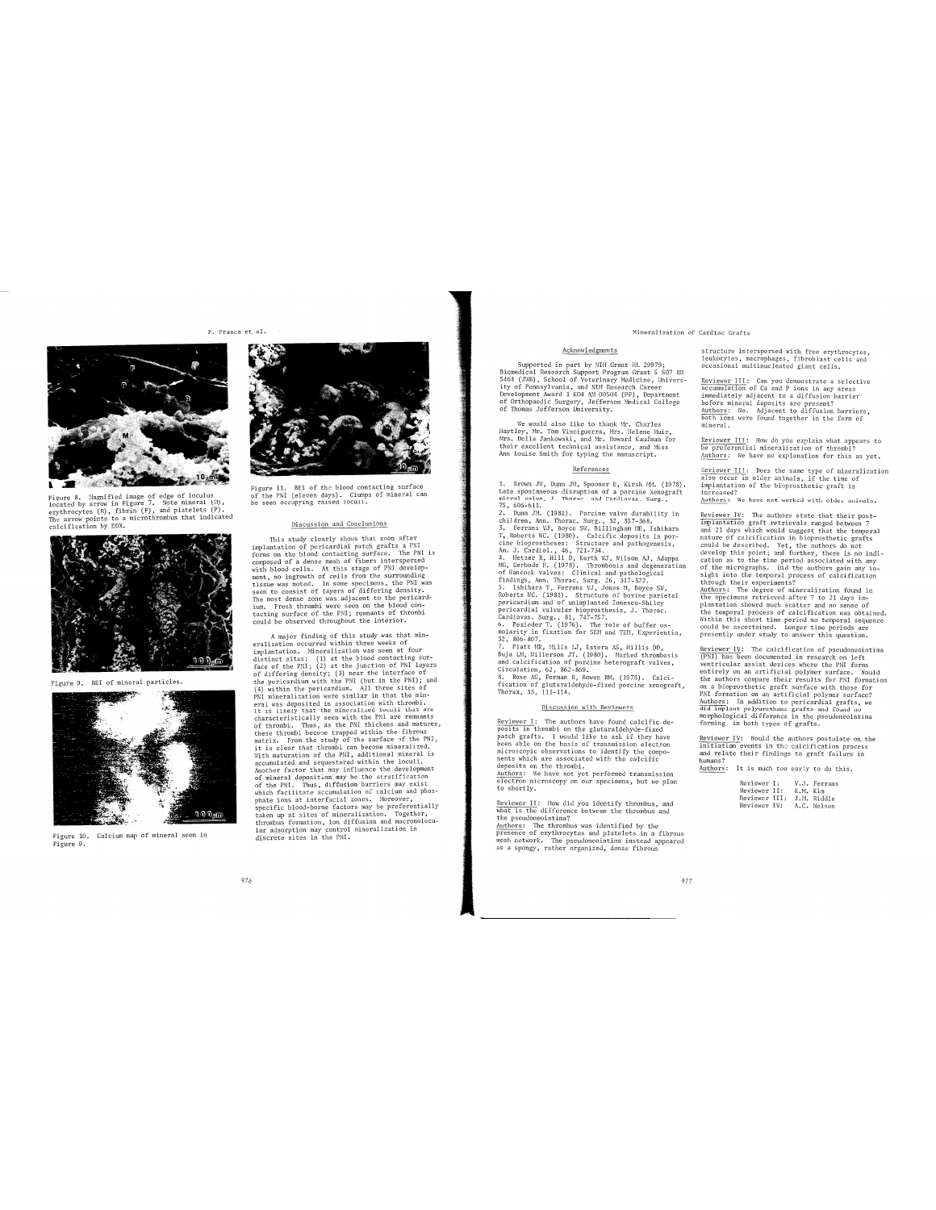Figure 8. Magnified image of edge of loculus located by arrow in Figure 7. Note mineral (M), erythrocytes (R), fibrin (F), and platelets (P). The arrow points to a microthrombus that indicated calcification by EDX.

Figure 9. BEI of mineral particles.

Figure 10. Calcium map of mineral seen in Figure 9.

Figure 11. BEI of the blood contacting surface of the PNI (eleven days). Clumps of mineral can be seen occupying raised loculi.

## Discussion and Conclusions

This study clearly shows that soon after implantation of pericardial patch grafts a PNI forms on the blood contacting surface. The PNI is composed of a dense mesh of fibers interspersed with blood cells. At this stage of PNI development, no ingrowth of cells from the surrounding tissue was noted. In some specimens, the PNI was seen to consist of layers of differing density. The most dense zone was adjacent to the pericardium. Fresh thrombi were seen on the blood contacting surface of the PNI; remnants of thrombi could be observed throughout the interior.

A major finding of this study was that mineralization occurred within three weeks of implantation. Mineralization was seen at four distinct sites: (1) at the blood contacting surface of the PNI; (2) at the junction of PNI layers of differing density; (3) near the interface of the pericardium with the PNI (but in the PNI); and (4) within the pericardium. All three sites of PNI mineralization were similar in that the mineral was deposited in association with thrombi. It is likely that the mineralized loculi that are characteristically seen with the PNI are remnants of thrombi. Thus, as the PNI thickens and matures, these thrombi become trapped within the fibrous matrix. From the study of the surface of the PNI, it is clear that thrombi can become mineralized. With maturation of the PNI, additional mineral is accumulated and sequestered within the loculi. Another factor that may influence the development of mineral deposition may be the stratification of the PNI. Thus, diffusion barriers may exist which facilitate accumulation of calcium and phosphate ions at interfacial zones. Moreover, specific blood-borne factors may be preferentially taken up at sites of mineralization. Together, thrombus formation, ion diffusion and macromolecular adsorption may control mineralization in discrete sites in the PNI.

## Acknowledgments

Supported in part by NIH Grant HL 29979; Biomedical Research Support Program Grant 5 S07 RR 5464 (JMB), School of Veterinary Medicine, University of Pennsylvania, and NIH Research Career Development Award 1 K04 AM 00504 (PF), Department of Orthopaedic Surgery, Jefferson Medical College of Thomas Jefferson University.

We would also like to thank Mr. Charles Hartley, Mr. Tom Vinciguerra, Mrs. Helene Muir, Mrs. Della Jankowski, and Mr. Howard Kaufman for their excellent technical assistance, and Miss Ann Louise Smith for typing the manuscript.

## References

1. Brown JW, Dunn JM, Spooner E, Kirsh MM. (1978). Late spontaneous disruption of a porcine xenograft mitral valve. J. Thorac. and Cardiovas. Surg., 75, 606-611.
2. Dunn JM. (1981). Porcine valve durability in children, Ann. Thorac. Surg., 32, 357-368.
3. Ferrans VJ, Boyce SW, Billingham ME, Ishihara T, Roberts WC. (1980). Calcific deposits in porcine bioprostheses: Structure and pathogenesis, Am. J. Cardiol., 46, 721-734.
4. Hetzer R, Hill D, Kerth WJ, Wilson AJ, Adappa MG, Gerbode F. (1978). Thrombosis and degeneration of Hancock valves: Clinical and pathological findings, Ann. Thorac. Surg. 26, 317-322.
5. Ishihara T, Ferrans VJ, Jones M, Boyce SW, Roberts WC. (1981). Structure of bovine parietal pericardium and of unimplanted Ionescu-Shiley pericardial valvular bioprosthesis, J. Thorac. Cardiovas. Surg., 81, 747-757.
6. Pexieder T. (1976). The role of buffer osmolarity in fixation for SEM and TEM, Experientia, 32, 806-807.
7. Platt MR, Mills LJ, Estera AS, Hillis DD, Buja LM, Willerson JT. (1980). Marked thrombosis and calcification of porcine heterograft valves, Circulation, 62, 862-869.
8. Rose AG, Forman R, Bowen RM. (1978). Calcification of glutaraldehyde-fixed porcine xenograft, Thorax, 33, 111-114.

## Discussion with Reviewers

Reviewer I: The authors have found calcific deposits in thrombi on the glutaraldehyde-fixed patch grafts. I would like to ask if they have been able on the basis of transmission electron microscopic observations to identify the components which are associated with the calcific deposits on the thrombi.
Authors: We have not yet performed transmission electron microscopy on our specimens, but we plan to shortly.

Reviewer II: How did you identify thrombus, and what is the difference between the thrombus and the pseudoneointima?
Authors: The thrombus was identified by the presence of erythrocytes and platelets in a fibrous mesh network. The pseudoneointima instead appeared as a spongy, rather organized, dense fibrous structure interspersed with free erythrocytes, leukocytes, macrophages, fibroblast cells and occasional multinucleated giant cells.

Reviewer III: Can you demonstrate a selective accumulation of Ca and P ions in any areas immediately adjacent to a diffusion barrier before mineral deposits are present?
Authors: No. Adjacent to diffusion barriers, both ions were found together in the form of mineral.

Reviewer III: How do you explain what appears to be preferential mineralization of thrombi?
Authors: We have no explanation for this as yet.

Reviewer III: Does the same type of mineralization also occur in older animals, if the time of implantation of the bioprosthetic graft is increased?
Authors: We have not worked with older animals.

Reviewer IV: The authors state that their post-implantation graft retrievals ranged between 7 and 21 days which would suggest that the temporal nature of calcification in bioprosthetic grafts could be described. Yet, the authors do not develop this point; and further, there is no indication as to the time period associated with any of the micrographs. Did the authors gain any insight into the temporal process of calcification through their experiments?
Authors: The degree of mineralization found in the specimens retrieved after 7 to 21 days implantation showed much scatter and no sense of the temporal process of calcification was obtained. Within this short time period no temporal sequence could be ascertained. Longer time periods are presently under study to answer this question.

Reviewer IV: The calcification of pseudoneointima (PNI) has been documented in research on left ventricular assist devices where the PNI forms entirely on an artificial polymer surface. Would the authors compare their results for PNI formation on a bioprosthetic graft surface with those for PNI formation on an artificial polymer surface?
Authors: In addition to pericardial grafts, we did implant polyurethane grafts and found no morphological difference in the pseudoneointima forming in both types of grafts.

Reviewer IV: Would the authors postulate on the initiation events in the calcification process and relate their findings to graft failure in humans?
Authors: It is much too early to do this.

Reviewer I: V.J. Ferrans
Reviewer II: K.M. Kim
Reviewer III: J.M. Riddle
Reviewer IV: A.C. Nelson